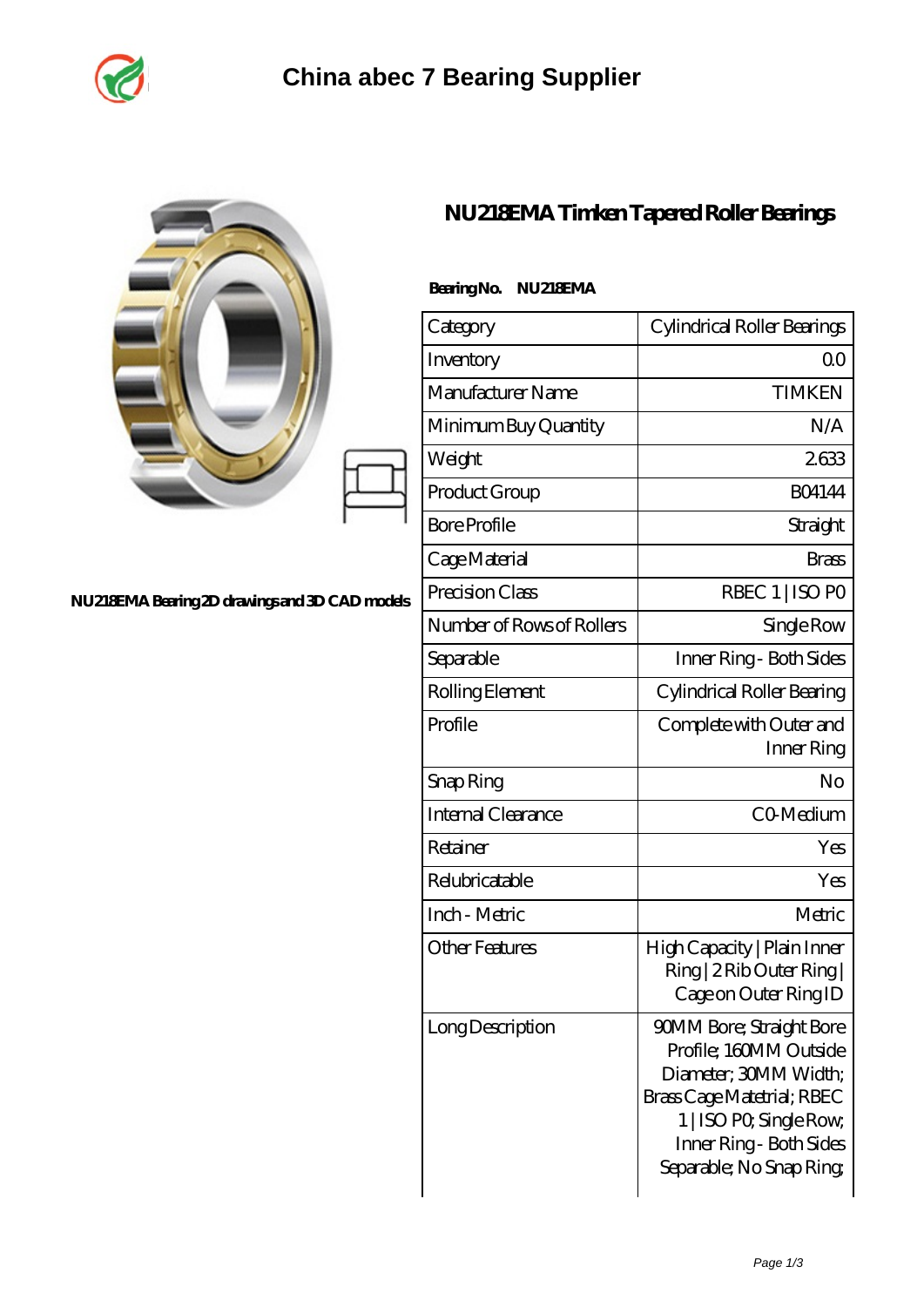# China abec 7 Bearing Supplier

NU218EMA Bearing 2D drawings and 3D CAD models

## NU218EMA Timken Tapered Roller Bearings

**Bearing No. NU218EMA**

| Category | Cylindrical Roller Bearings |
|---|---|
| Inventory | 0.0 |
| Manufacturer Name | TIMKEN |
| Minimum Buy Quantity | N/A |
| Weight | 2.633 |
| Product Group | B04144 |
| Bore Profile | Straight |
| Cage Material | Brass |
| Precision Class | RBEC 1 \| ISO P0 |
| Number of Rows of Rollers | Single Row |
| Separable | Inner Ring - Both Sides |
| Rolling Element | Cylindrical Roller Bearing |
| Profile | Complete with Outer and Inner Ring |
| Snap Ring | No |
| Internal Clearance | C0-Medium |
| Retainer | Yes |
| Relubricatable | Yes |
| Inch - Metric | Metric |
| Other Features | High Capacity \| Plain Inner Ring \| 2 Rib Outer Ring \| Cage on Outer Ring ID |
| Long Description | 90MM Bore; Straight Bore Profile; 160MM Outside Diameter; 30MM Width; Brass Cage Matetrial; RBEC 1 \| ISO P0; Single Row; Inner Ring - Both Sides Separable; No Snap Ring; |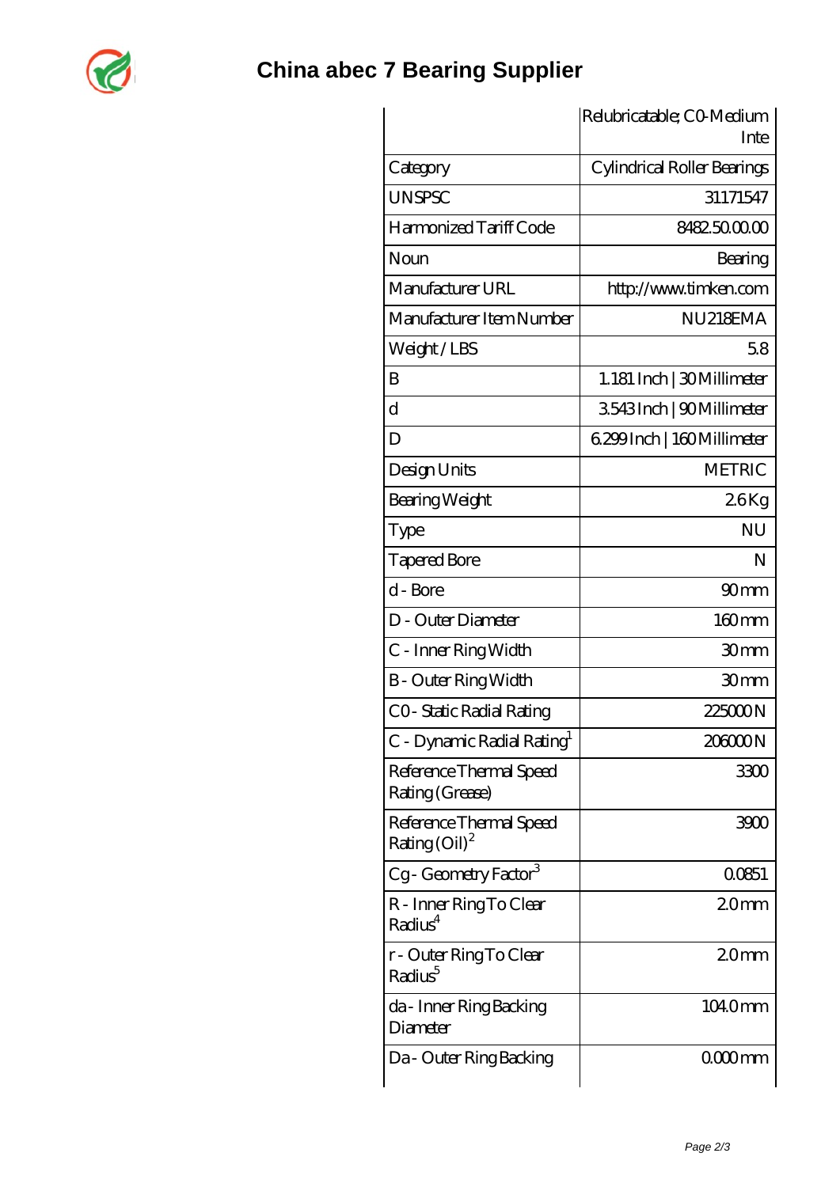# China abec 7 Bearing Supplier

| | Relubricatable; C0-Medium Inte |
|---|---|
| Category | Cylindrical Roller Bearings |
| UNSPSC | 31171547 |
| Harmonized Tariff Code | 8482.50.00.00 |
| Noun | Bearing |
| Manufacturer URL | http://www.timken.com |
| Manufacturer Item Number | NU218EMA |
| Weight / LBS | 5.8 |
| B | 1.181 Inch \| 30 Millimeter |
| d | 3.543 Inch \| 90 Millimeter |
| D | 6.299 Inch \| 160 Millimeter |
| Design Units | METRIC |
| Bearing Weight | 2.6 Kg |
| Type | NU |
| Tapered Bore | N |
| d - Bore | 90 mm |
| D - Outer Diameter | 160 mm |
| C - Inner Ring Width | 30 mm |
| B - Outer Ring Width | 30 mm |
| C0 - Static Radial Rating | 225000 N |
| C - Dynamic Radial Rating[1] | 206000 N |
| Reference Thermal Speed Rating (Grease) | 3300 |
| Reference Thermal Speed Rating (Oil)[2] | 3900 |
| Cg - Geometry Factor[3] | 0.0851 |
| R - Inner Ring To Clear Radius[4] | 2.0 mm |
| r - Outer Ring To Clear Radius[5] | 2.0 mm |
| da - Inner Ring Backing Diameter | 104.0 mm |
| Da - Outer Ring Backing | 0.000 mm |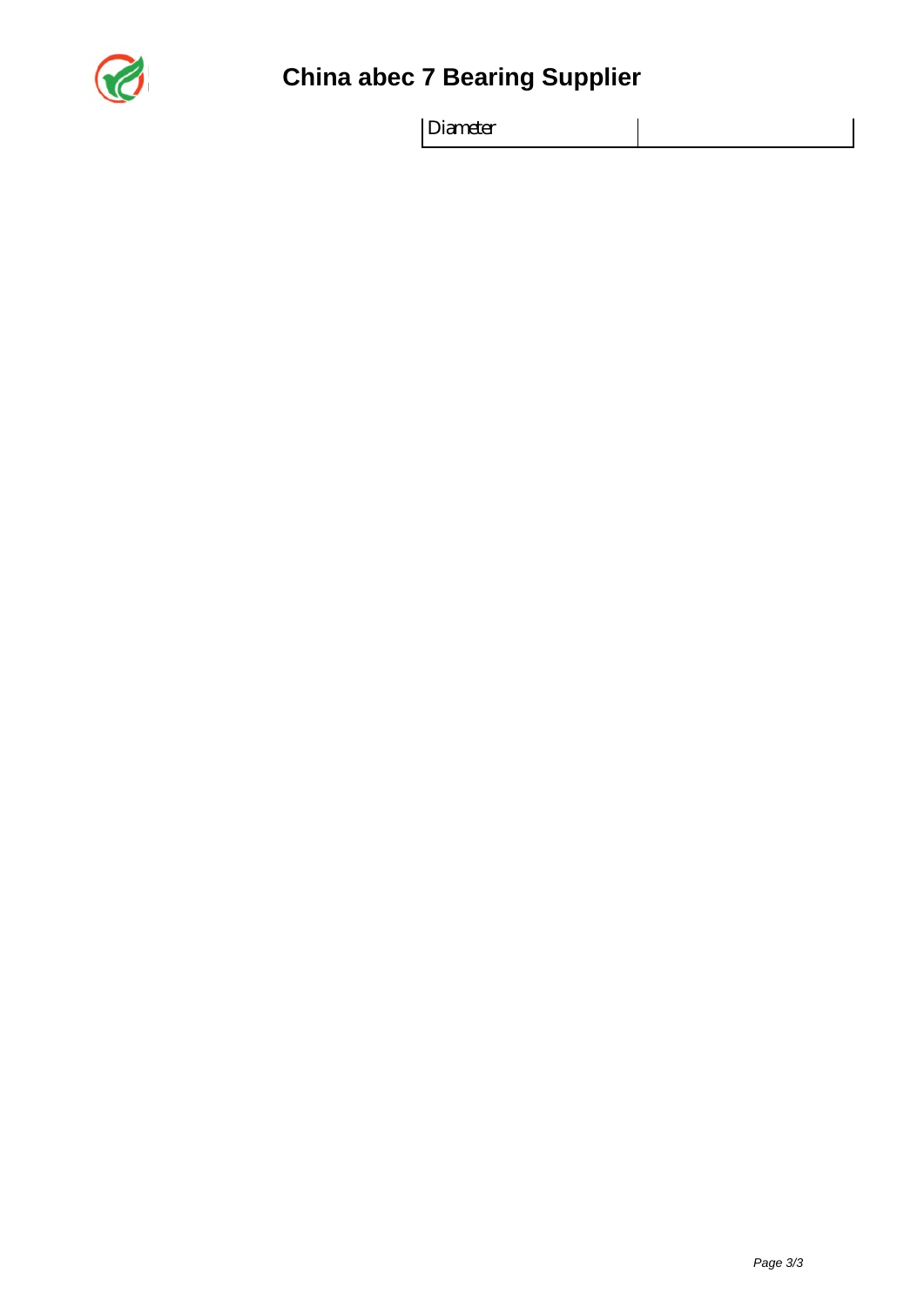| | |
|---|---|
| Diameter | |